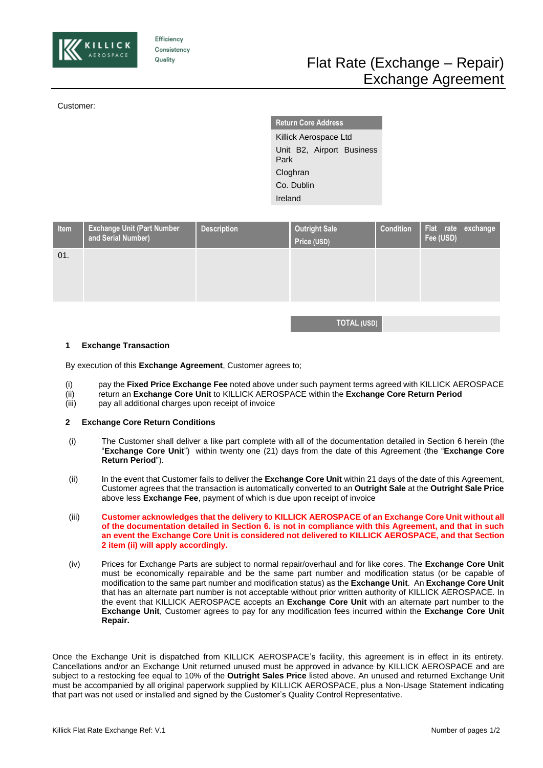KILLICK AEROSPACE

Efficiency
Consistency
Quality

# Flat Rate (Exchange – Repair) Exchange Agreement

Customer:

| Return Core Address |
|---|
| Killick Aerospace Ltd |
| Unit B2, Airport Business Park |
| Cloghran |
| Co. Dublin |
| Ireland |

| Item | Exchange Unit (Part Number and Serial Number) | Description | Outright Sale Price (USD) | Condition | Flat rate exchange Fee (USD) |
|---|---|---|---|---|---|
| 01. | | | | | |
| | | | TOTAL (USD) | | |

## 1 Exchange Transaction

By execution of this **Exchange Agreement**, Customer agrees to;

(i) pay the **Fixed Price Exchange Fee** noted above under such payment terms agreed with KILLICK AEROSPACE
(ii) return an **Exchange Core Unit** to KILLICK AEROSPACE within the **Exchange Core Return Period**
(iii) pay all additional charges upon receipt of invoice

## 2 Exchange Core Return Conditions

(i) The Customer shall deliver a like part complete with all of the documentation detailed in Section 6 herein (the "**Exchange Core Unit**") within twenty one (21) days from the date of this Agreement (the "**Exchange Core Return Period**").

(ii) In the event that Customer fails to deliver the **Exchange Core Unit** within 21 days of the date of this Agreement, Customer agrees that the transaction is automatically converted to an **Outright Sale** at the **Outright Sale Price** above less **Exchange Fee**, payment of which is due upon receipt of invoice

(iii) **Customer acknowledges that the delivery to KILLICK AEROSPACE of an Exchange Core Unit without all of the documentation detailed in Section 6. is not in compliance with this Agreement, and that in such an event the Exchange Core Unit is considered not delivered to KILLICK AEROSPACE, and that Section 2 item (ii) will apply accordingly.**

(iv) Prices for Exchange Parts are subject to normal repair/overhaul and for like cores. The **Exchange Core Unit** must be economically repairable and be the same part number and modification status (or be capable of modification to the same part number and modification status) as the **Exchange Unit**. An **Exchange Core Unit** that has an alternate part number is not acceptable without prior written authority of KILLICK AEROSPACE. In the event that KILLICK AEROSPACE accepts an **Exchange Core Unit** with an alternate part number to the **Exchange Unit**, Customer agrees to pay for any modification fees incurred within the **Exchange Core Unit Repair.**

Once the Exchange Unit is dispatched from KILLICK AEROSPACE's facility, this agreement is in effect in its entirety. Cancellations and/or an Exchange Unit returned unused must be approved in advance by KILLICK AEROSPACE and are subject to a restocking fee equal to 10% of the **Outright Sales Price** listed above. An unused and returned Exchange Unit must be accompanied by all original paperwork supplied by KILLICK AEROSPACE, plus a Non-Usage Statement indicating that part was not used or installed and signed by the Customer's Quality Control Representative.

Killick Flat Rate Exchange Ref: V.1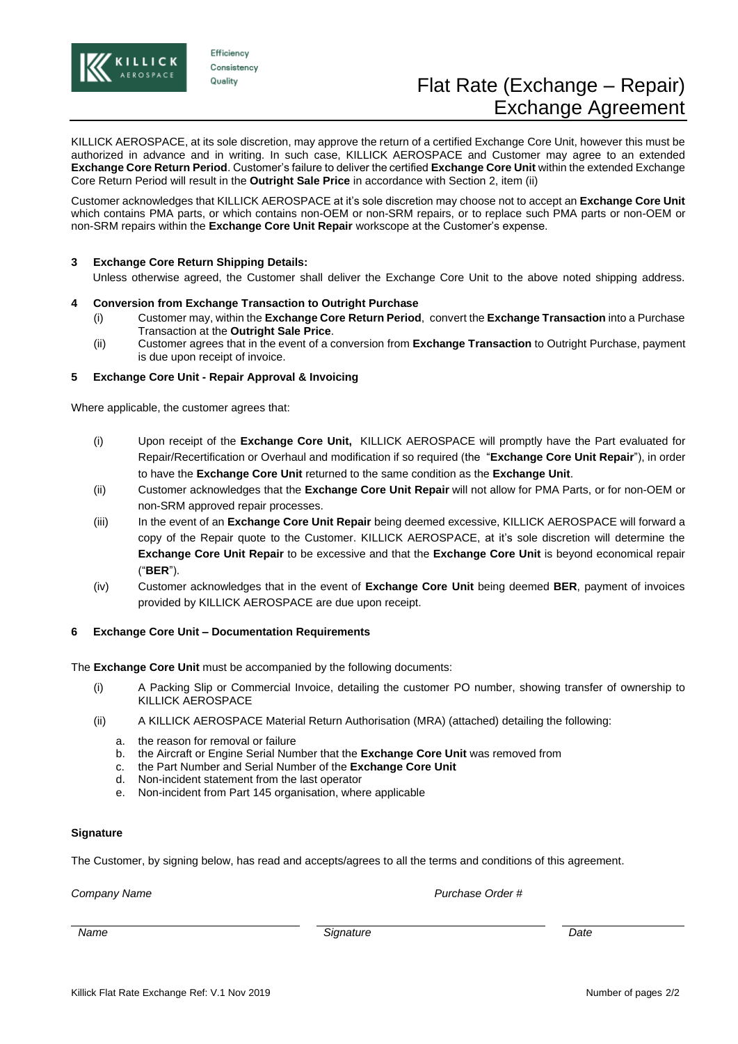KILLICK AEROSPACE, at its sole discretion, may approve the return of a certified Exchange Core Unit, however this must be authorized in advance and in writing. In such case, KILLICK AEROSPACE and Customer may agree to an extended **Exchange Core Return Period**. Customer's failure to deliver the certified **Exchange Core Unit** within the extended Exchange Core Return Period will result in the **Outright Sale Price** in accordance with Section 2, item (ii)

Customer acknowledges that KILLICK AEROSPACE at it's sole discretion may choose not to accept an **Exchange Core Unit** which contains PMA parts, or which contains non-OEM or non-SRM repairs, or to replace such PMA parts or non-OEM or non-SRM repairs within the **Exchange Core Unit Repair** workscope at the Customer's expense.

**3 Exchange Core Return Shipping Details:**

Unless otherwise agreed, the Customer shall deliver the Exchange Core Unit to the above noted shipping address.

**4 Conversion from Exchange Transaction to Outright Purchase**

(i) Customer may, within the **Exchange Core Return Period**, convert the **Exchange Transaction** into a Purchase Transaction at the **Outright Sale Price**.

(ii) Customer agrees that in the event of a conversion from **Exchange Transaction** to Outright Purchase, payment is due upon receipt of invoice.

**5 Exchange Core Unit - Repair Approval & Invoicing**

Where applicable, the customer agrees that:

(i) Upon receipt of the **Exchange Core Unit,** KILLICK AEROSPACE will promptly have the Part evaluated for Repair/Recertification or Overhaul and modification if so required (the "**Exchange Core Unit Repair**"), in order to have the **Exchange Core Unit** returned to the same condition as the **Exchange Unit**.

(ii) Customer acknowledges that the **Exchange Core Unit Repair** will not allow for PMA Parts, or for non-OEM or non-SRM approved repair processes.

(iii) In the event of an **Exchange Core Unit Repair** being deemed excessive, KILLICK AEROSPACE will forward a copy of the Repair quote to the Customer. KILLICK AEROSPACE, at it's sole discretion will determine the **Exchange Core Unit Repair** to be excessive and that the **Exchange Core Unit** is beyond economical repair ("**BER**").

(iv) Customer acknowledges that in the event of **Exchange Core Unit** being deemed **BER**, payment of invoices provided by KILLICK AEROSPACE are due upon receipt.

**6 Exchange Core Unit – Documentation Requirements**

The **Exchange Core Unit** must be accompanied by the following documents:

(i) A Packing Slip or Commercial Invoice, detailing the customer PO number, showing transfer of ownership to KILLICK AEROSPACE

(ii) A KILLICK AEROSPACE Material Return Authorisation (MRA) (attached) detailing the following:

a. the reason for removal or failure
b. the Aircraft or Engine Serial Number that the **Exchange Core Unit** was removed from
c. the Part Number and Serial Number of the **Exchange Core Unit**
d. Non-incident statement from the last operator
e. Non-incident from Part 145 organisation, where applicable

**Signature**

The Customer, by signing below, has read and accepts/agrees to all the terms and conditions of this agreement.

*Company Name* *Purchase Order #*

*Name* *Signature* *Date*

Killick Flat Rate Exchange Ref: V.1 Nov 2019